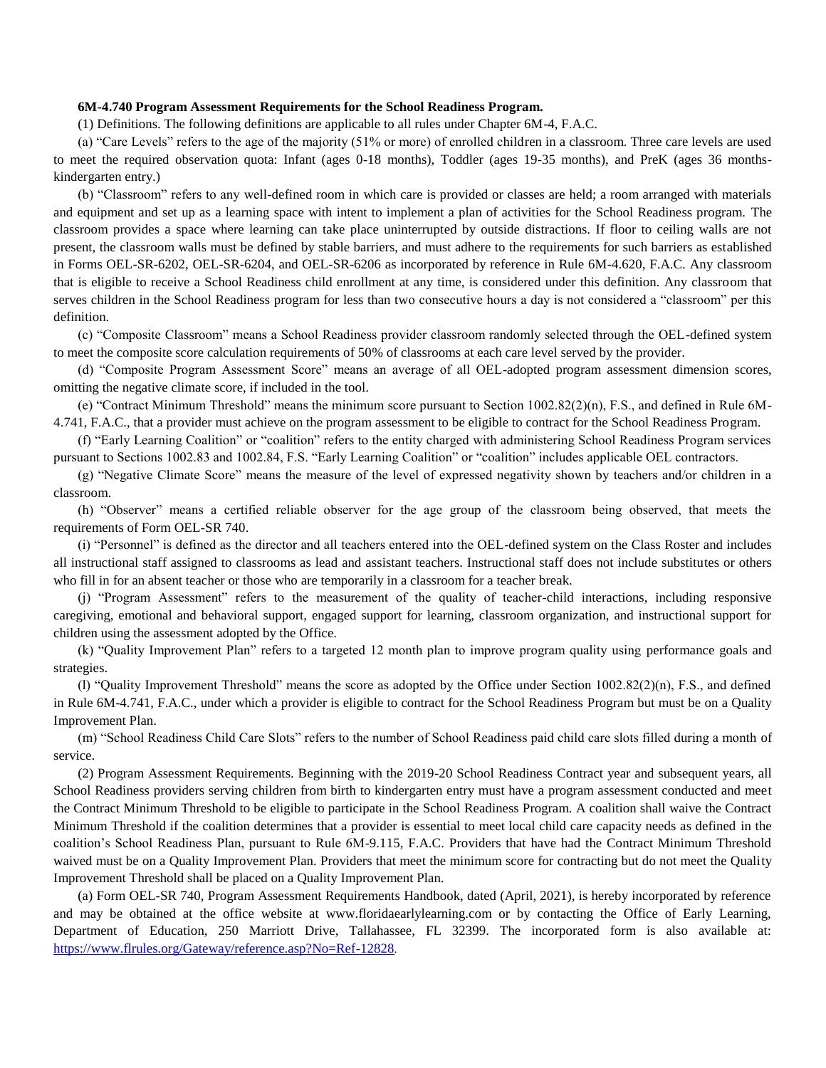**6M-4.740 Program Assessment Requirements for the School Readiness Program.**

(1) Definitions. The following definitions are applicable to all rules under Chapter 6M-4, F.A.C.

(a) "Care Levels" refers to the age of the majority (51% or more) of enrolled children in a classroom. Three care levels are used to meet the required observation quota: Infant (ages 0-18 months), Toddler (ages 19-35 months), and PreK (ages 36 months-kindergarten entry.)

(b) "Classroom" refers to any well-defined room in which care is provided or classes are held; a room arranged with materials and equipment and set up as a learning space with intent to implement a plan of activities for the School Readiness program. The classroom provides a space where learning can take place uninterrupted by outside distractions. If floor to ceiling walls are not present, the classroom walls must be defined by stable barriers, and must adhere to the requirements for such barriers as established in Forms OEL-SR-6202, OEL-SR-6204, and OEL-SR-6206 as incorporated by reference in Rule 6M-4.620, F.A.C. Any classroom that is eligible to receive a School Readiness child enrollment at any time, is considered under this definition. Any classroom that serves children in the School Readiness program for less than two consecutive hours a day is not considered a "classroom" per this definition.

(c) "Composite Classroom" means a School Readiness provider classroom randomly selected through the OEL-defined system to meet the composite score calculation requirements of 50% of classrooms at each care level served by the provider.

(d) "Composite Program Assessment Score" means an average of all OEL-adopted program assessment dimension scores, omitting the negative climate score, if included in the tool.

(e) "Contract Minimum Threshold" means the minimum score pursuant to Section 1002.82(2)(n), F.S., and defined in Rule 6M-4.741, F.A.C., that a provider must achieve on the program assessment to be eligible to contract for the School Readiness Program.

(f) "Early Learning Coalition" or "coalition" refers to the entity charged with administering School Readiness Program services pursuant to Sections 1002.83 and 1002.84, F.S. "Early Learning Coalition" or "coalition" includes applicable OEL contractors.

(g) "Negative Climate Score" means the measure of the level of expressed negativity shown by teachers and/or children in a classroom.

(h) "Observer" means a certified reliable observer for the age group of the classroom being observed, that meets the requirements of Form OEL-SR 740.

(i) "Personnel" is defined as the director and all teachers entered into the OEL-defined system on the Class Roster and includes all instructional staff assigned to classrooms as lead and assistant teachers. Instructional staff does not include substitutes or others who fill in for an absent teacher or those who are temporarily in a classroom for a teacher break.

(j) "Program Assessment" refers to the measurement of the quality of teacher-child interactions, including responsive caregiving, emotional and behavioral support, engaged support for learning, classroom organization, and instructional support for children using the assessment adopted by the Office.

(k) "Quality Improvement Plan" refers to a targeted 12 month plan to improve program quality using performance goals and strategies.

(l) "Quality Improvement Threshold" means the score as adopted by the Office under Section 1002.82(2)(n), F.S., and defined in Rule 6M-4.741, F.A.C., under which a provider is eligible to contract for the School Readiness Program but must be on a Quality Improvement Plan.

(m) "School Readiness Child Care Slots" refers to the number of School Readiness paid child care slots filled during a month of service.

(2) Program Assessment Requirements. Beginning with the 2019-20 School Readiness Contract year and subsequent years, all School Readiness providers serving children from birth to kindergarten entry must have a program assessment conducted and meet the Contract Minimum Threshold to be eligible to participate in the School Readiness Program. A coalition shall waive the Contract Minimum Threshold if the coalition determines that a provider is essential to meet local child care capacity needs as defined in the coalition's School Readiness Plan, pursuant to Rule 6M-9.115, F.A.C. Providers that have had the Contract Minimum Threshold waived must be on a Quality Improvement Plan. Providers that meet the minimum score for contracting but do not meet the Quality Improvement Threshold shall be placed on a Quality Improvement Plan.

(a) Form OEL-SR 740, Program Assessment Requirements Handbook, dated (April, 2021), is hereby incorporated by reference and may be obtained at the office website at www.floridaearlylearning.com or by contacting the Office of Early Learning, Department of Education, 250 Marriott Drive, Tallahassee, FL 32399. The incorporated form is also available at: https://www.flrules.org/Gateway/reference.asp?No=Ref-12828.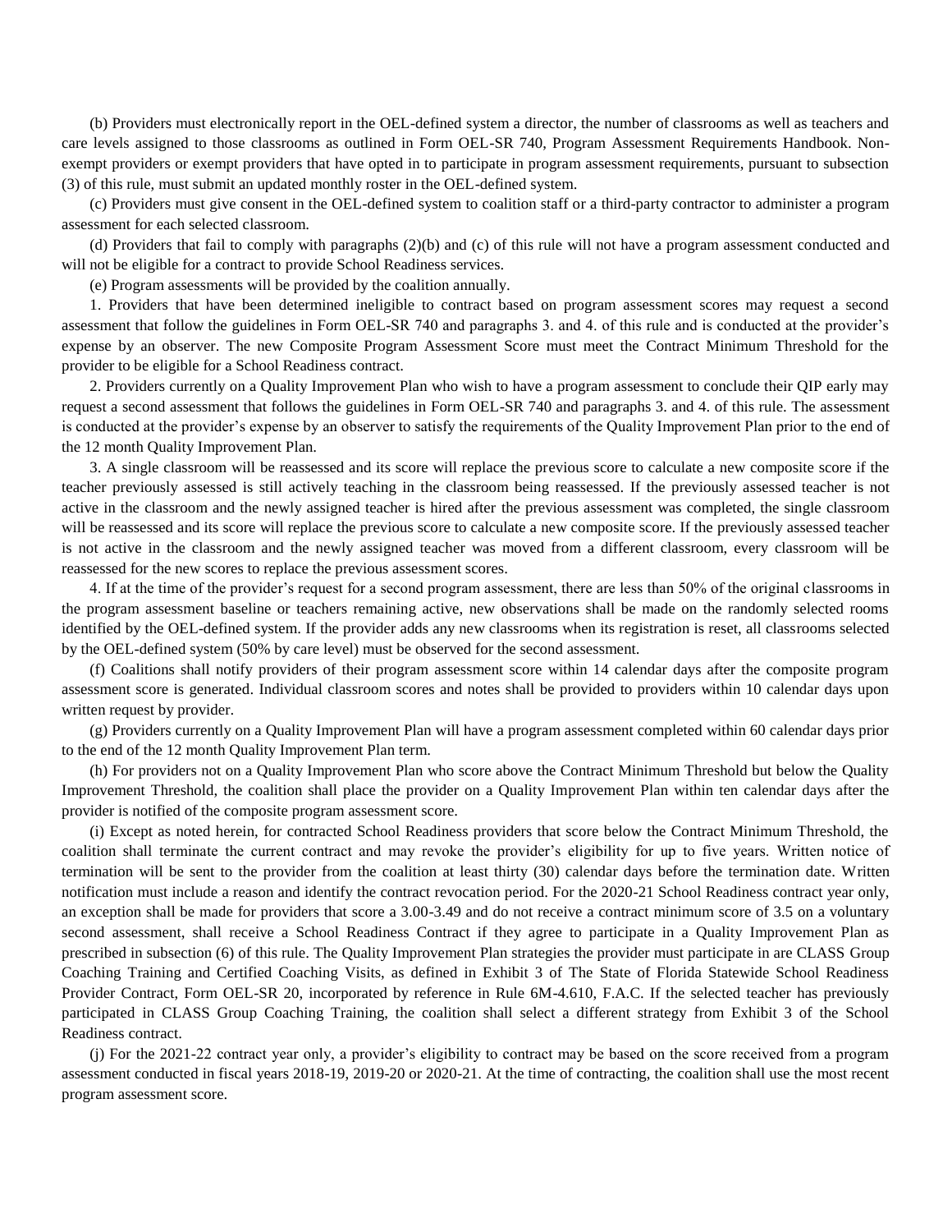(b) Providers must electronically report in the OEL-defined system a director, the number of classrooms as well as teachers and care levels assigned to those classrooms as outlined in Form OEL-SR 740, Program Assessment Requirements Handbook. Non-exempt providers or exempt providers that have opted in to participate in program assessment requirements, pursuant to subsection (3) of this rule, must submit an updated monthly roster in the OEL-defined system.

(c) Providers must give consent in the OEL-defined system to coalition staff or a third-party contractor to administer a program assessment for each selected classroom.

(d) Providers that fail to comply with paragraphs (2)(b) and (c) of this rule will not have a program assessment conducted and will not be eligible for a contract to provide School Readiness services.

(e) Program assessments will be provided by the coalition annually.

1. Providers that have been determined ineligible to contract based on program assessment scores may request a second assessment that follow the guidelines in Form OEL-SR 740 and paragraphs 3. and 4. of this rule and is conducted at the provider's expense by an observer. The new Composite Program Assessment Score must meet the Contract Minimum Threshold for the provider to be eligible for a School Readiness contract.

2. Providers currently on a Quality Improvement Plan who wish to have a program assessment to conclude their QIP early may request a second assessment that follows the guidelines in Form OEL-SR 740 and paragraphs 3. and 4. of this rule. The assessment is conducted at the provider's expense by an observer to satisfy the requirements of the Quality Improvement Plan prior to the end of the 12 month Quality Improvement Plan.

3. A single classroom will be reassessed and its score will replace the previous score to calculate a new composite score if the teacher previously assessed is still actively teaching in the classroom being reassessed. If the previously assessed teacher is not active in the classroom and the newly assigned teacher is hired after the previous assessment was completed, the single classroom will be reassessed and its score will replace the previous score to calculate a new composite score. If the previously assessed teacher is not active in the classroom and the newly assigned teacher was moved from a different classroom, every classroom will be reassessed for the new scores to replace the previous assessment scores.

4. If at the time of the provider's request for a second program assessment, there are less than 50% of the original classrooms in the program assessment baseline or teachers remaining active, new observations shall be made on the randomly selected rooms identified by the OEL-defined system. If the provider adds any new classrooms when its registration is reset, all classrooms selected by the OEL-defined system (50% by care level) must be observed for the second assessment.

(f) Coalitions shall notify providers of their program assessment score within 14 calendar days after the composite program assessment score is generated. Individual classroom scores and notes shall be provided to providers within 10 calendar days upon written request by provider.

(g) Providers currently on a Quality Improvement Plan will have a program assessment completed within 60 calendar days prior to the end of the 12 month Quality Improvement Plan term.

(h) For providers not on a Quality Improvement Plan who score above the Contract Minimum Threshold but below the Quality Improvement Threshold, the coalition shall place the provider on a Quality Improvement Plan within ten calendar days after the provider is notified of the composite program assessment score.

(i) Except as noted herein, for contracted School Readiness providers that score below the Contract Minimum Threshold, the coalition shall terminate the current contract and may revoke the provider's eligibility for up to five years. Written notice of termination will be sent to the provider from the coalition at least thirty (30) calendar days before the termination date. Written notification must include a reason and identify the contract revocation period. For the 2020-21 School Readiness contract year only, an exception shall be made for providers that score a 3.00-3.49 and do not receive a contract minimum score of 3.5 on a voluntary second assessment, shall receive a School Readiness Contract if they agree to participate in a Quality Improvement Plan as prescribed in subsection (6) of this rule. The Quality Improvement Plan strategies the provider must participate in are CLASS Group Coaching Training and Certified Coaching Visits, as defined in Exhibit 3 of The State of Florida Statewide School Readiness Provider Contract, Form OEL-SR 20, incorporated by reference in Rule 6M-4.610, F.A.C. If the selected teacher has previously participated in CLASS Group Coaching Training, the coalition shall select a different strategy from Exhibit 3 of the School Readiness contract.

(j) For the 2021-22 contract year only, a provider's eligibility to contract may be based on the score received from a program assessment conducted in fiscal years 2018-19, 2019-20 or 2020-21. At the time of contracting, the coalition shall use the most recent program assessment score.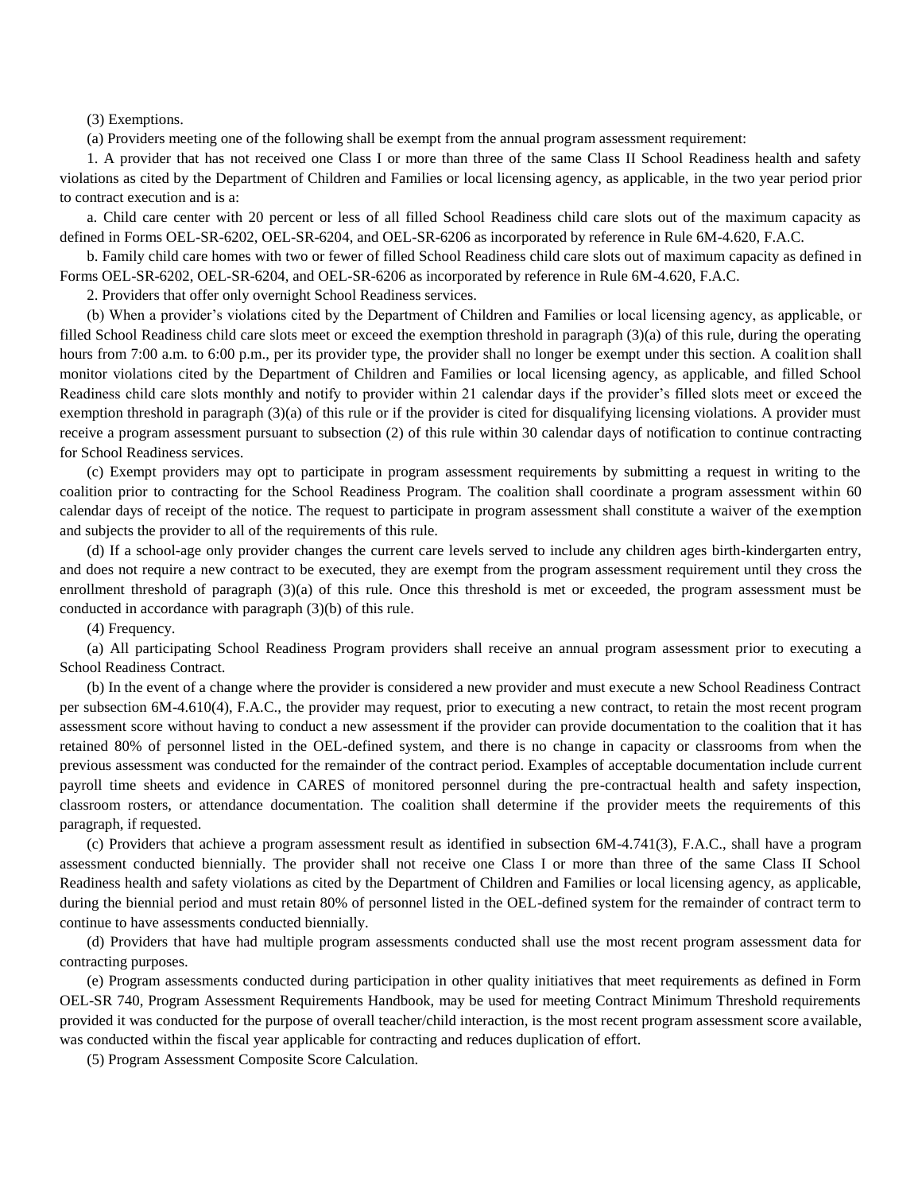(3) Exemptions.

(a) Providers meeting one of the following shall be exempt from the annual program assessment requirement:

1. A provider that has not received one Class I or more than three of the same Class II School Readiness health and safety violations as cited by the Department of Children and Families or local licensing agency, as applicable, in the two year period prior to contract execution and is a:

a. Child care center with 20 percent or less of all filled School Readiness child care slots out of the maximum capacity as defined in Forms OEL-SR-6202, OEL-SR-6204, and OEL-SR-6206 as incorporated by reference in Rule 6M-4.620, F.A.C.

b. Family child care homes with two or fewer of filled School Readiness child care slots out of maximum capacity as defined in Forms OEL-SR-6202, OEL-SR-6204, and OEL-SR-6206 as incorporated by reference in Rule 6M-4.620, F.A.C.

2. Providers that offer only overnight School Readiness services.

(b) When a provider's violations cited by the Department of Children and Families or local licensing agency, as applicable, or filled School Readiness child care slots meet or exceed the exemption threshold in paragraph (3)(a) of this rule, during the operating hours from 7:00 a.m. to 6:00 p.m., per its provider type, the provider shall no longer be exempt under this section. A coalition shall monitor violations cited by the Department of Children and Families or local licensing agency, as applicable, and filled School Readiness child care slots monthly and notify to provider within 21 calendar days if the provider's filled slots meet or exceed the exemption threshold in paragraph (3)(a) of this rule or if the provider is cited for disqualifying licensing violations. A provider must receive a program assessment pursuant to subsection (2) of this rule within 30 calendar days of notification to continue contracting for School Readiness services.

(c) Exempt providers may opt to participate in program assessment requirements by submitting a request in writing to the coalition prior to contracting for the School Readiness Program. The coalition shall coordinate a program assessment within 60 calendar days of receipt of the notice. The request to participate in program assessment shall constitute a waiver of the exemption and subjects the provider to all of the requirements of this rule.

(d) If a school-age only provider changes the current care levels served to include any children ages birth-kindergarten entry, and does not require a new contract to be executed, they are exempt from the program assessment requirement until they cross the enrollment threshold of paragraph (3)(a) of this rule. Once this threshold is met or exceeded, the program assessment must be conducted in accordance with paragraph (3)(b) of this rule.

(4) Frequency.

(a) All participating School Readiness Program providers shall receive an annual program assessment prior to executing a School Readiness Contract.

(b) In the event of a change where the provider is considered a new provider and must execute a new School Readiness Contract per subsection 6M-4.610(4), F.A.C., the provider may request, prior to executing a new contract, to retain the most recent program assessment score without having to conduct a new assessment if the provider can provide documentation to the coalition that it has retained 80% of personnel listed in the OEL-defined system, and there is no change in capacity or classrooms from when the previous assessment was conducted for the remainder of the contract period. Examples of acceptable documentation include current payroll time sheets and evidence in CARES of monitored personnel during the pre-contractual health and safety inspection, classroom rosters, or attendance documentation. The coalition shall determine if the provider meets the requirements of this paragraph, if requested.

(c) Providers that achieve a program assessment result as identified in subsection 6M-4.741(3), F.A.C., shall have a program assessment conducted biennially. The provider shall not receive one Class I or more than three of the same Class II School Readiness health and safety violations as cited by the Department of Children and Families or local licensing agency, as applicable, during the biennial period and must retain 80% of personnel listed in the OEL-defined system for the remainder of contract term to continue to have assessments conducted biennially.

(d) Providers that have had multiple program assessments conducted shall use the most recent program assessment data for contracting purposes.

(e) Program assessments conducted during participation in other quality initiatives that meet requirements as defined in Form OEL-SR 740, Program Assessment Requirements Handbook, may be used for meeting Contract Minimum Threshold requirements provided it was conducted for the purpose of overall teacher/child interaction, is the most recent program assessment score available, was conducted within the fiscal year applicable for contracting and reduces duplication of effort.

(5) Program Assessment Composite Score Calculation.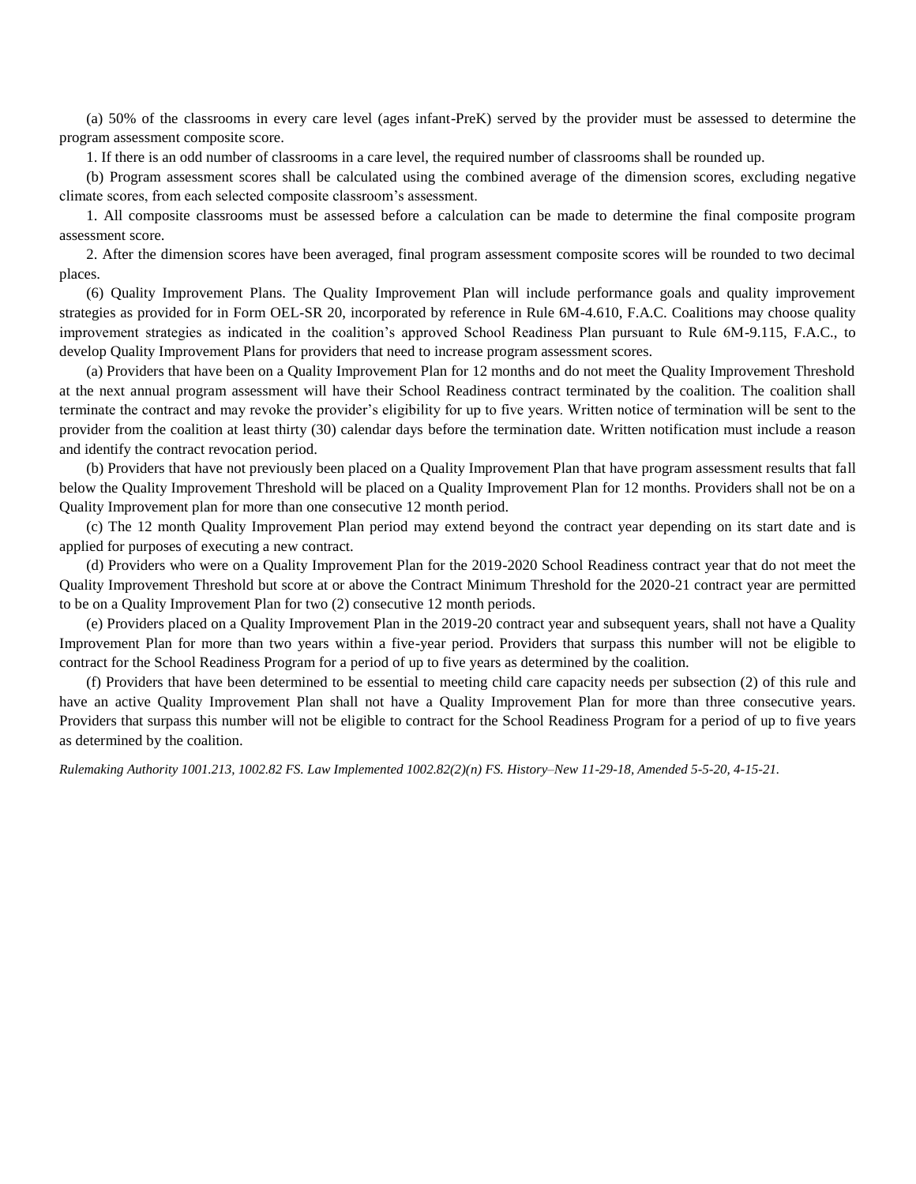(a) 50% of the classrooms in every care level (ages infant-PreK) served by the provider must be assessed to determine the program assessment composite score.

1. If there is an odd number of classrooms in a care level, the required number of classrooms shall be rounded up.

(b) Program assessment scores shall be calculated using the combined average of the dimension scores, excluding negative climate scores, from each selected composite classroom's assessment.

1. All composite classrooms must be assessed before a calculation can be made to determine the final composite program assessment score.

2. After the dimension scores have been averaged, final program assessment composite scores will be rounded to two decimal places.

(6) Quality Improvement Plans. The Quality Improvement Plan will include performance goals and quality improvement strategies as provided for in Form OEL-SR 20, incorporated by reference in Rule 6M-4.610, F.A.C. Coalitions may choose quality improvement strategies as indicated in the coalition's approved School Readiness Plan pursuant to Rule 6M-9.115, F.A.C., to develop Quality Improvement Plans for providers that need to increase program assessment scores.

(a) Providers that have been on a Quality Improvement Plan for 12 months and do not meet the Quality Improvement Threshold at the next annual program assessment will have their School Readiness contract terminated by the coalition. The coalition shall terminate the contract and may revoke the provider's eligibility for up to five years. Written notice of termination will be sent to the provider from the coalition at least thirty (30) calendar days before the termination date. Written notification must include a reason and identify the contract revocation period.

(b) Providers that have not previously been placed on a Quality Improvement Plan that have program assessment results that fall below the Quality Improvement Threshold will be placed on a Quality Improvement Plan for 12 months. Providers shall not be on a Quality Improvement plan for more than one consecutive 12 month period.

(c) The 12 month Quality Improvement Plan period may extend beyond the contract year depending on its start date and is applied for purposes of executing a new contract.

(d) Providers who were on a Quality Improvement Plan for the 2019-2020 School Readiness contract year that do not meet the Quality Improvement Threshold but score at or above the Contract Minimum Threshold for the 2020-21 contract year are permitted to be on a Quality Improvement Plan for two (2) consecutive 12 month periods.

(e) Providers placed on a Quality Improvement Plan in the 2019-20 contract year and subsequent years, shall not have a Quality Improvement Plan for more than two years within a five-year period. Providers that surpass this number will not be eligible to contract for the School Readiness Program for a period of up to five years as determined by the coalition.

(f) Providers that have been determined to be essential to meeting child care capacity needs per subsection (2) of this rule and have an active Quality Improvement Plan shall not have a Quality Improvement Plan for more than three consecutive years. Providers that surpass this number will not be eligible to contract for the School Readiness Program for a period of up to five years as determined by the coalition.

*Rulemaking Authority 1001.213, 1002.82 FS. Law Implemented 1002.82(2)(n) FS. History–New 11-29-18, Amended 5-5-20, 4-15-21.*